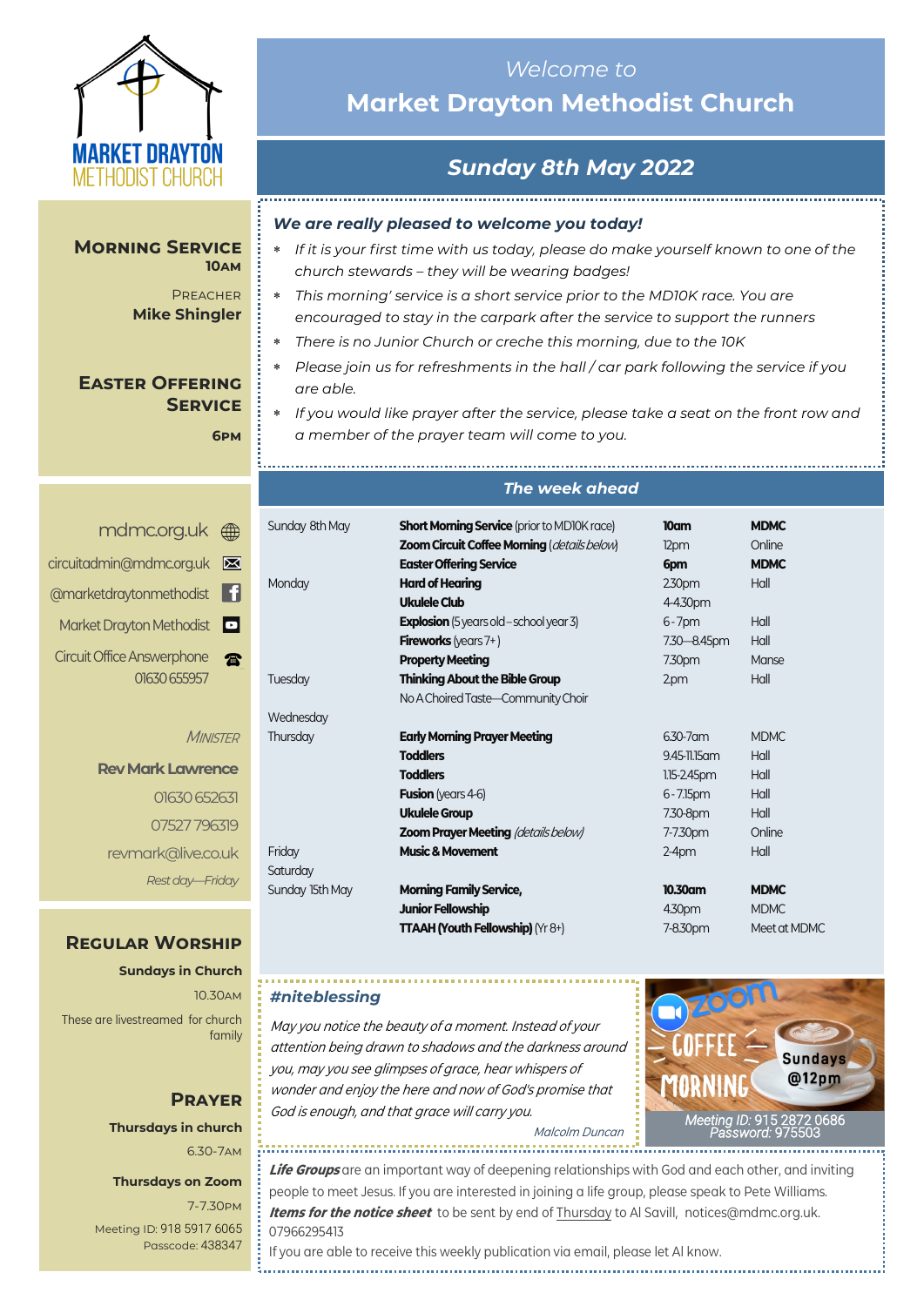MARKET DRAYTON METHODIST CHURCH

# *Welcome to* Market Drayton Methodist Church

## *Sunday 8th May 2022*

### Morning Service

**10am**

Preacher
**Mike Shingler**

### Easter Offering Service

**6pm**

***We are really pleased to welcome you today!***

- *If it is your first time with us today, please do make yourself known to one of the church stewards – they will be wearing badges!*
- *This morning' service is a short service prior to the MD10K race. You are encouraged to stay in the carpark after the service to support the runners*
- *There is no Junior Church or creche this morning, due to the 10K*
- *Please join us for refreshments in the hall / car park following the service if you are able.*
- *If you would like prayer after the service, please take a seat on the front row and a member of the prayer team will come to you.*

mdmc.org.uk
circuitadmin@mdmc.org.uk
@marketdraytonmethodist
Market Drayton Methodist
Circuit Office Answerphone 01630 655957

*Minister*
**Rev Mark Lawrence**
01630 652631
07527 796319
revmark@live.co.uk
*Rest day—Friday*

### *The week ahead*

| | | | |
|---|---|---|---|
| Sunday 8th May | **Short Morning Service** (prior to MD10K race) | **10am** | **MDMC** |
| | **Zoom Circuit Coffee Morning** (*details below*) | 12pm | Online |
| | **Easter Offering Service** | **6pm** | **MDMC** |
| Monday | **Hard of Hearing** | 2.30pm | Hall |
| | **Ukulele Club** | 4-4.30pm | |
| | **Explosion** (5 years old – school year 3) | 6 - 7pm | Hall |
| | **Fireworks** (years 7+ ) | 7.30—8.45pm | Hall |
| | **Property Meeting** | 7.30pm | Manse |
| Tuesday | **Thinking About the Bible Group** | 2pm | Hall |
| | No A Choired Taste—Community Choir | | |
| Wednesday | | | |
| Thursday | **Early Morning Prayer Meeting** | 6.30-7am | MDMC |
| | **Toddlers** | 9.45-11.15am | Hall |
| | **Toddlers** | 1.15-2.45pm | Hall |
| | **Fusion** (years 4-6) | 6 - 7.15pm | Hall |
| | **Ukulele Group** | 7.30-8pm | Hall |
| | **Zoom Prayer Meeting** (*details below*) | 7-7.30pm | Online |
| Friday | **Music & Movement** | 2-4pm | Hall |
| Saturday | | | |
| Sunday 15th May | **Morning Family Service,** | **10.30am** | **MDMC** |
| | **Junior Fellowship** | 4.30pm | MDMC |
| | **TTAAH (Youth Fellowship)** (Yr 8+) | 7-8.30pm | Meet at MDMC |

### Regular Worship

**Sundays in Church**
10.30am
These are livestreamed for church family

### Prayer

**Thursdays in church**
6.30-7am

**Thursdays on Zoom**
7-7.30pm
Meeting ID: 918 5917 6065
Passcode: 438347

***#niteblessing***

*May you notice the beauty of a moment. Instead of your attention being drawn to shadows and the darkness around you, may you see glimpses of grace, hear whispers of wonder and enjoy the here and now of God's promise that God is enough, and that grace will carry you.*

*Malcolm Duncan*

**Zoom Coffee Morning — Sundays @12pm**
*Meeting ID:* 915 2872 0686
*Password:* 975503

***Life Groups*** are an important way of deepening relationships with God and each other, and inviting people to meet Jesus. If you are interested in joining a life group, please speak to Pete Williams.

***Items for the notice sheet*** to be sent by end of Thursday to Al Savill, notices@mdmc.org.uk. 07966295413

If you are able to receive this weekly publication via email, please let Al know.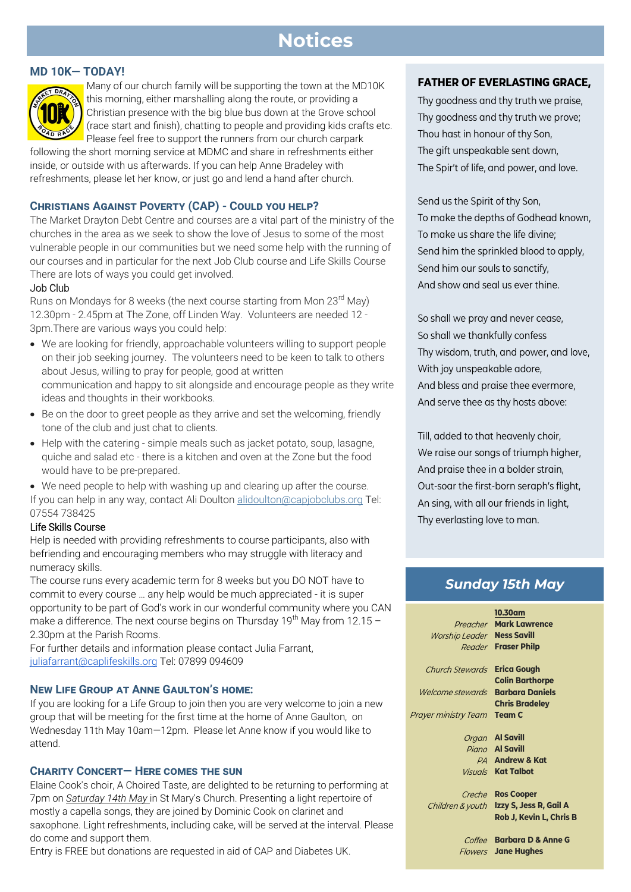# Notices

## MD 10K— TODAY!

Many of our church family will be supporting the town at the MD10K this morning, either marshalling along the route, or providing a Christian presence with the big blue bus down at the Grove school (race start and finish), chatting to people and providing kids crafts etc. Please feel free to support the runners from our church carpark following the short morning service at MDMC and share in refreshments either inside, or outside with us afterwards. If you can help Anne Bradeley with refreshments, please let her know, or just go and lend a hand after church.

## Christians Against Poverty (CAP) - Could you help?

The Market Drayton Debt Centre and courses are a vital part of the ministry of the churches in the area as we seek to show the love of Jesus to some of the most vulnerable people in our communities but we need some help with the running of our courses and in particular for the next Job Club course and Life Skills Course There are lots of ways you could get involved.

### Job Club

Runs on Mondays for 8 weeks (the next course starting from Mon 23rd May) 12.30pm - 2.45pm at The Zone, off Linden Way. Volunteers are needed 12 - 3pm.There are various ways you could help:

- We are looking for friendly, approachable volunteers willing to support people on their job seeking journey. The volunteers need to be keen to talk to others about Jesus, willing to pray for people, good at written communication and happy to sit alongside and encourage people as they write ideas and thoughts in their workbooks.
- Be on the door to greet people as they arrive and set the welcoming, friendly tone of the club and just chat to clients.
- Help with the catering - simple meals such as jacket potato, soup, lasagne, quiche and salad etc - there is a kitchen and oven at the Zone but the food would have to be pre-prepared.
- We need people to help with washing up and clearing up after the course.

If you can help in any way, contact Ali Doulton alidoulton@capjobclubs.org Tel: 07554 738425

### Life Skills Course

Help is needed with providing refreshments to course participants, also with befriending and encouraging members who may struggle with literacy and numeracy skills.

The course runs every academic term for 8 weeks but you DO NOT have to commit to every course … any help would be much appreciated - it is super opportunity to be part of God's work in our wonderful community where you CAN make a difference. The next course begins on Thursday 19th May from 12.15 – 2.30pm at the Parish Rooms.

For further details and information please contact Julia Farrant, juliafarrant@caplifeskills.org Tel: 07899 094609

## New Life Group at Anne Gaulton's home:

If you are looking for a Life Group to join then you are very welcome to join a new group that will be meeting for the first time at the home of Anne Gaulton, on Wednesday 11th May 10am—12pm. Please let Anne know if you would like to attend.

## Charity Concert— Here comes the sun

Elaine Cook's choir, A Choired Taste, are delighted to be returning to performing at 7pm on *Saturday 14th May* in St Mary's Church. Presenting a light repertoire of mostly a capella songs, they are joined by Dominic Cook on clarinet and saxophone. Light refreshments, including cake, will be served at the interval. Please do come and support them.

Entry is FREE but donations are requested in aid of CAP and Diabetes UK.

## FATHER OF EVERLASTING GRACE,

Thy goodness and thy truth we praise,
Thy goodness and thy truth we prove;
Thou hast in honour of thy Son,
The gift unspeakable sent down,
The Spir't of life, and power, and love.

Send us the Spirit of thy Son,
To make the depths of Godhead known,
To make us share the life divine;
Send him the sprinkled blood to apply,
Send him our souls to sanctify,
And show and seal us ever thine.

So shall we pray and never cease,
So shall we thankfully confess
Thy wisdom, truth, and power, and love,
With joy unspeakable adore,
And bless and praise thee evermore,
And serve thee as thy hosts above:

Till, added to that heavenly choir,
We raise our songs of triumph higher,
And praise thee in a bolder strain,
Out-soar the first-born seraph's flight,
An sing, with all our friends in light,
Thy everlasting love to man.

## *Sunday 15th May*

| | 10.30am |
|---|---|
| *Preacher* | **Mark Lawrence** |
| *Worship Leader* | **Ness Savill** |
| *Reader* | **Fraser Philp** |
| *Church Stewards* | **Erica Gough**<br>**Colin Barthorpe** |
| *Welcome stewards* | **Barbara Daniels**<br>**Chris Bradeley** |
| *Prayer ministry Team* | **Team C** |
| *Organ* | **Al Savill** |
| *Piano* | **Al Savill** |
| *PA* | **Andrew & Kat** |
| *Visuals* | **Kat Talbot** |
| *Creche* | **Ros Cooper** |
| *Children & youth* | **Izzy S, Jess R, Gail A**<br>**Rob J, Kevin L, Chris B** |
| *Coffee* | **Barbara D & Anne G** |
| *Flowers* | **Jane Hughes** |